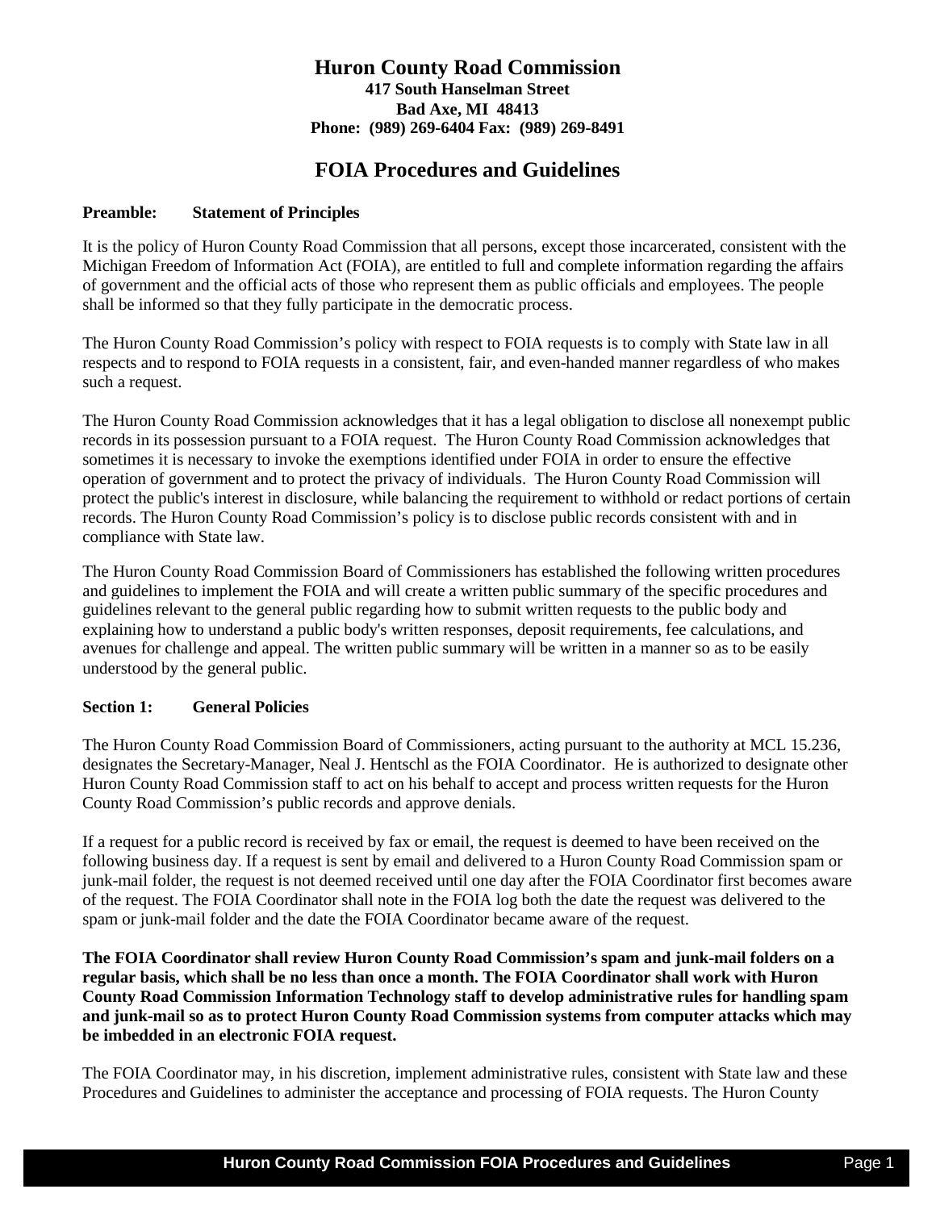# Huron County Road Commission

**417 South Hanselman Street**
**Bad Axe, MI 48413**
**Phone: (989) 269-6404 Fax: (989) 269-8491**

## FOIA Procedures and Guidelines

**Preamble: Statement of Principles**

It is the policy of Huron County Road Commission that all persons, except those incarcerated, consistent with the Michigan Freedom of Information Act (FOIA), are entitled to full and complete information regarding the affairs of government and the official acts of those who represent them as public officials and employees. The people shall be informed so that they fully participate in the democratic process.

The Huron County Road Commission's policy with respect to FOIA requests is to comply with State law in all respects and to respond to FOIA requests in a consistent, fair, and even-handed manner regardless of who makes such a request.

The Huron County Road Commission acknowledges that it has a legal obligation to disclose all nonexempt public records in its possession pursuant to a FOIA request. The Huron County Road Commission acknowledges that sometimes it is necessary to invoke the exemptions identified under FOIA in order to ensure the effective operation of government and to protect the privacy of individuals. The Huron County Road Commission will protect the public's interest in disclosure, while balancing the requirement to withhold or redact portions of certain records. The Huron County Road Commission's policy is to disclose public records consistent with and in compliance with State law.

The Huron County Road Commission Board of Commissioners has established the following written procedures and guidelines to implement the FOIA and will create a written public summary of the specific procedures and guidelines relevant to the general public regarding how to submit written requests to the public body and explaining how to understand a public body's written responses, deposit requirements, fee calculations, and avenues for challenge and appeal. The written public summary will be written in a manner so as to be easily understood by the general public.

**Section 1: General Policies**

The Huron County Road Commission Board of Commissioners, acting pursuant to the authority at MCL 15.236, designates the Secretary-Manager, Neal J. Hentschl as the FOIA Coordinator. He is authorized to designate other Huron County Road Commission staff to act on his behalf to accept and process written requests for the Huron County Road Commission's public records and approve denials.

If a request for a public record is received by fax or email, the request is deemed to have been received on the following business day. If a request is sent by email and delivered to a Huron County Road Commission spam or junk-mail folder, the request is not deemed received until one day after the FOIA Coordinator first becomes aware of the request. The FOIA Coordinator shall note in the FOIA log both the date the request was delivered to the spam or junk-mail folder and the date the FOIA Coordinator became aware of the request.

**The FOIA Coordinator shall review Huron County Road Commission's spam and junk-mail folders on a regular basis, which shall be no less than once a month. The FOIA Coordinator shall work with Huron County Road Commission Information Technology staff to develop administrative rules for handling spam and junk-mail so as to protect Huron County Road Commission systems from computer attacks which may be imbedded in an electronic FOIA request.**

The FOIA Coordinator may, in his discretion, implement administrative rules, consistent with State law and these Procedures and Guidelines to administer the acceptance and processing of FOIA requests. The Huron County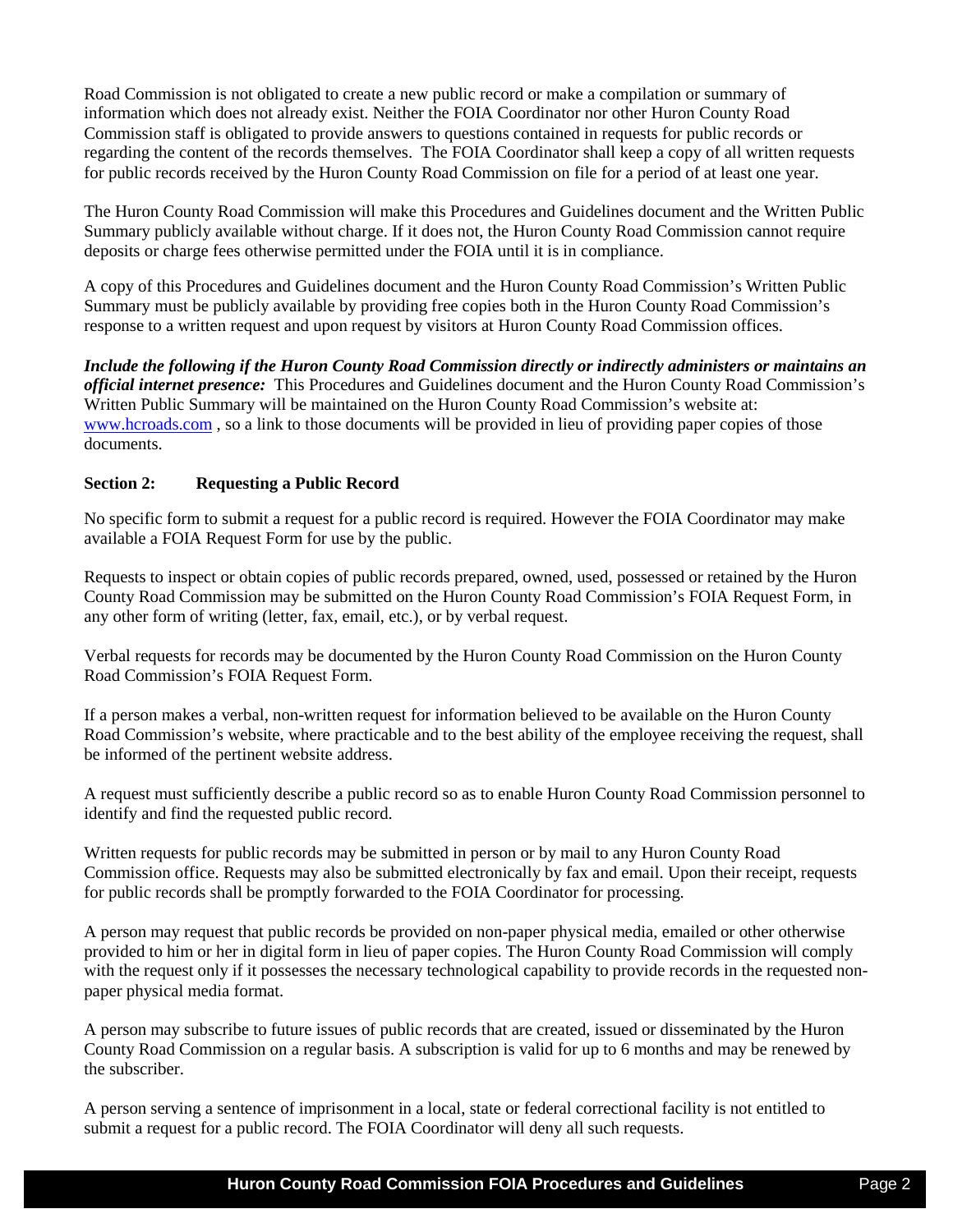Road Commission is not obligated to create a new public record or make a compilation or summary of information which does not already exist. Neither the FOIA Coordinator nor other Huron County Road Commission staff is obligated to provide answers to questions contained in requests for public records or regarding the content of the records themselves. The FOIA Coordinator shall keep a copy of all written requests for public records received by the Huron County Road Commission on file for a period of at least one year.

The Huron County Road Commission will make this Procedures and Guidelines document and the Written Public Summary publicly available without charge. If it does not, the Huron County Road Commission cannot require deposits or charge fees otherwise permitted under the FOIA until it is in compliance.

A copy of this Procedures and Guidelines document and the Huron County Road Commission's Written Public Summary must be publicly available by providing free copies both in the Huron County Road Commission's response to a written request and upon request by visitors at Huron County Road Commission offices.

***Include the following if the Huron County Road Commission directly or indirectly administers or maintains an official internet presence:*** This Procedures and Guidelines document and the Huron County Road Commission's Written Public Summary will be maintained on the Huron County Road Commission's website at: [www.hcroads.com](http://www.hcroads.com) , so a link to those documents will be provided in lieu of providing paper copies of those documents.

## Section 2: Requesting a Public Record

No specific form to submit a request for a public record is required. However the FOIA Coordinator may make available a FOIA Request Form for use by the public.

Requests to inspect or obtain copies of public records prepared, owned, used, possessed or retained by the Huron County Road Commission may be submitted on the Huron County Road Commission's FOIA Request Form, in any other form of writing (letter, fax, email, etc.), or by verbal request.

Verbal requests for records may be documented by the Huron County Road Commission on the Huron County Road Commission's FOIA Request Form.

If a person makes a verbal, non-written request for information believed to be available on the Huron County Road Commission's website, where practicable and to the best ability of the employee receiving the request, shall be informed of the pertinent website address.

A request must sufficiently describe a public record so as to enable Huron County Road Commission personnel to identify and find the requested public record.

Written requests for public records may be submitted in person or by mail to any Huron County Road Commission office. Requests may also be submitted electronically by fax and email. Upon their receipt, requests for public records shall be promptly forwarded to the FOIA Coordinator for processing.

A person may request that public records be provided on non-paper physical media, emailed or other otherwise provided to him or her in digital form in lieu of paper copies. The Huron County Road Commission will comply with the request only if it possesses the necessary technological capability to provide records in the requested non-paper physical media format.

A person may subscribe to future issues of public records that are created, issued or disseminated by the Huron County Road Commission on a regular basis. A subscription is valid for up to 6 months and may be renewed by the subscriber.

A person serving a sentence of imprisonment in a local, state or federal correctional facility is not entitled to submit a request for a public record. The FOIA Coordinator will deny all such requests.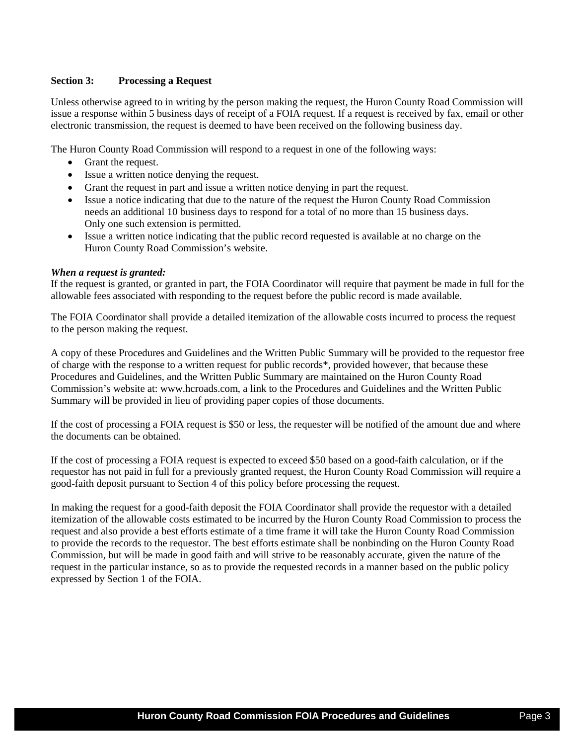### Section 3: Processing a Request

Unless otherwise agreed to in writing by the person making the request, the Huron County Road Commission will issue a response within 5 business days of receipt of a FOIA request. If a request is received by fax, email or other electronic transmission, the request is deemed to have been received on the following business day.

The Huron County Road Commission will respond to a request in one of the following ways:

- Grant the request.
- Issue a written notice denying the request.
- Grant the request in part and issue a written notice denying in part the request.
- Issue a notice indicating that due to the nature of the request the Huron County Road Commission needs an additional 10 business days to respond for a total of no more than 15 business days. Only one such extension is permitted.
- Issue a written notice indicating that the public record requested is available at no charge on the Huron County Road Commission's website.

***When a request is granted:***

If the request is granted, or granted in part, the FOIA Coordinator will require that payment be made in full for the allowable fees associated with responding to the request before the public record is made available.

The FOIA Coordinator shall provide a detailed itemization of the allowable costs incurred to process the request to the person making the request.

A copy of these Procedures and Guidelines and the Written Public Summary will be provided to the requestor free of charge with the response to a written request for public records*, provided however, that because these Procedures and Guidelines, and the Written Public Summary are maintained on the Huron County Road Commission's website at: www.hcroads.com, a link to the Procedures and Guidelines and the Written Public Summary will be provided in lieu of providing paper copies of those documents.

If the cost of processing a FOIA request is $50 or less, the requester will be notified of the amount due and where the documents can be obtained.

If the cost of processing a FOIA request is expected to exceed $50 based on a good-faith calculation, or if the requestor has not paid in full for a previously granted request, the Huron County Road Commission will require a good-faith deposit pursuant to Section 4 of this policy before processing the request.

In making the request for a good-faith deposit the FOIA Coordinator shall provide the requestor with a detailed itemization of the allowable costs estimated to be incurred by the Huron County Road Commission to process the request and also provide a best efforts estimate of a time frame it will take the Huron County Road Commission to provide the records to the requestor. The best efforts estimate shall be nonbinding on the Huron County Road Commission, but will be made in good faith and will strive to be reasonably accurate, given the nature of the request in the particular instance, so as to provide the requested records in a manner based on the public policy expressed by Section 1 of the FOIA.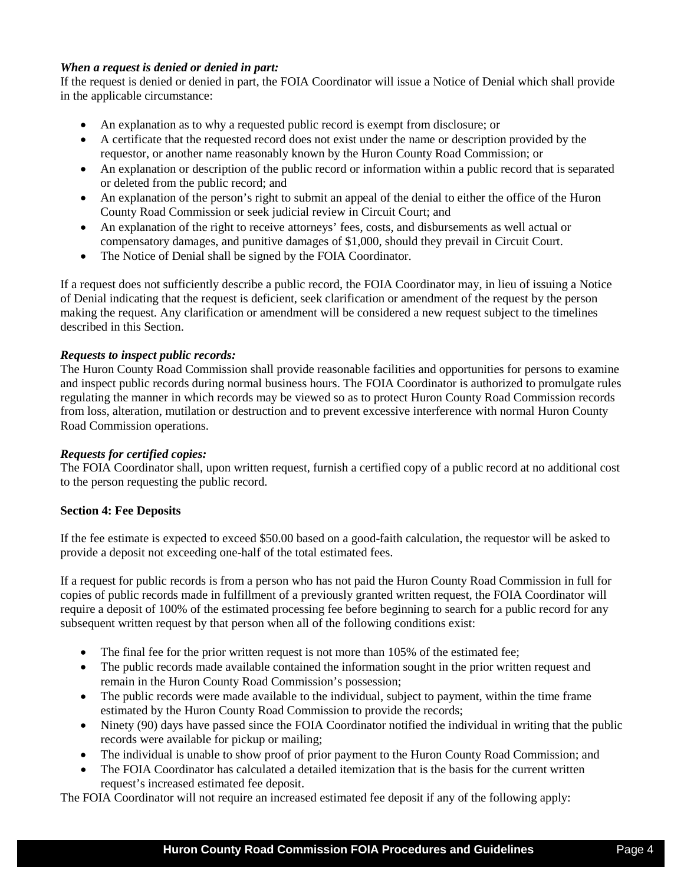***When a request is denied or denied in part:***

If the request is denied or denied in part, the FOIA Coordinator will issue a Notice of Denial which shall provide in the applicable circumstance:

- An explanation as to why a requested public record is exempt from disclosure; or
- A certificate that the requested record does not exist under the name or description provided by the requestor, or another name reasonably known by the Huron County Road Commission; or
- An explanation or description of the public record or information within a public record that is separated or deleted from the public record; and
- An explanation of the person's right to submit an appeal of the denial to either the office of the Huron County Road Commission or seek judicial review in Circuit Court; and
- An explanation of the right to receive attorneys' fees, costs, and disbursements as well actual or compensatory damages, and punitive damages of $1,000, should they prevail in Circuit Court.
- The Notice of Denial shall be signed by the FOIA Coordinator.

If a request does not sufficiently describe a public record, the FOIA Coordinator may, in lieu of issuing a Notice of Denial indicating that the request is deficient, seek clarification or amendment of the request by the person making the request. Any clarification or amendment will be considered a new request subject to the timelines described in this Section.

***Requests to inspect public records:***

The Huron County Road Commission shall provide reasonable facilities and opportunities for persons to examine and inspect public records during normal business hours. The FOIA Coordinator is authorized to promulgate rules regulating the manner in which records may be viewed so as to protect Huron County Road Commission records from loss, alteration, mutilation or destruction and to prevent excessive interference with normal Huron County Road Commission operations.

***Requests for certified copies:***

The FOIA Coordinator shall, upon written request, furnish a certified copy of a public record at no additional cost to the person requesting the public record.

**Section 4: Fee Deposits**

If the fee estimate is expected to exceed $50.00 based on a good-faith calculation, the requestor will be asked to provide a deposit not exceeding one-half of the total estimated fees.

If a request for public records is from a person who has not paid the Huron County Road Commission in full for copies of public records made in fulfillment of a previously granted written request, the FOIA Coordinator will require a deposit of 100% of the estimated processing fee before beginning to search for a public record for any subsequent written request by that person when all of the following conditions exist:

- The final fee for the prior written request is not more than 105% of the estimated fee;
- The public records made available contained the information sought in the prior written request and remain in the Huron County Road Commission's possession;
- The public records were made available to the individual, subject to payment, within the time frame estimated by the Huron County Road Commission to provide the records;
- Ninety (90) days have passed since the FOIA Coordinator notified the individual in writing that the public records were available for pickup or mailing;
- The individual is unable to show proof of prior payment to the Huron County Road Commission; and
- The FOIA Coordinator has calculated a detailed itemization that is the basis for the current written request's increased estimated fee deposit.

The FOIA Coordinator will not require an increased estimated fee deposit if any of the following apply: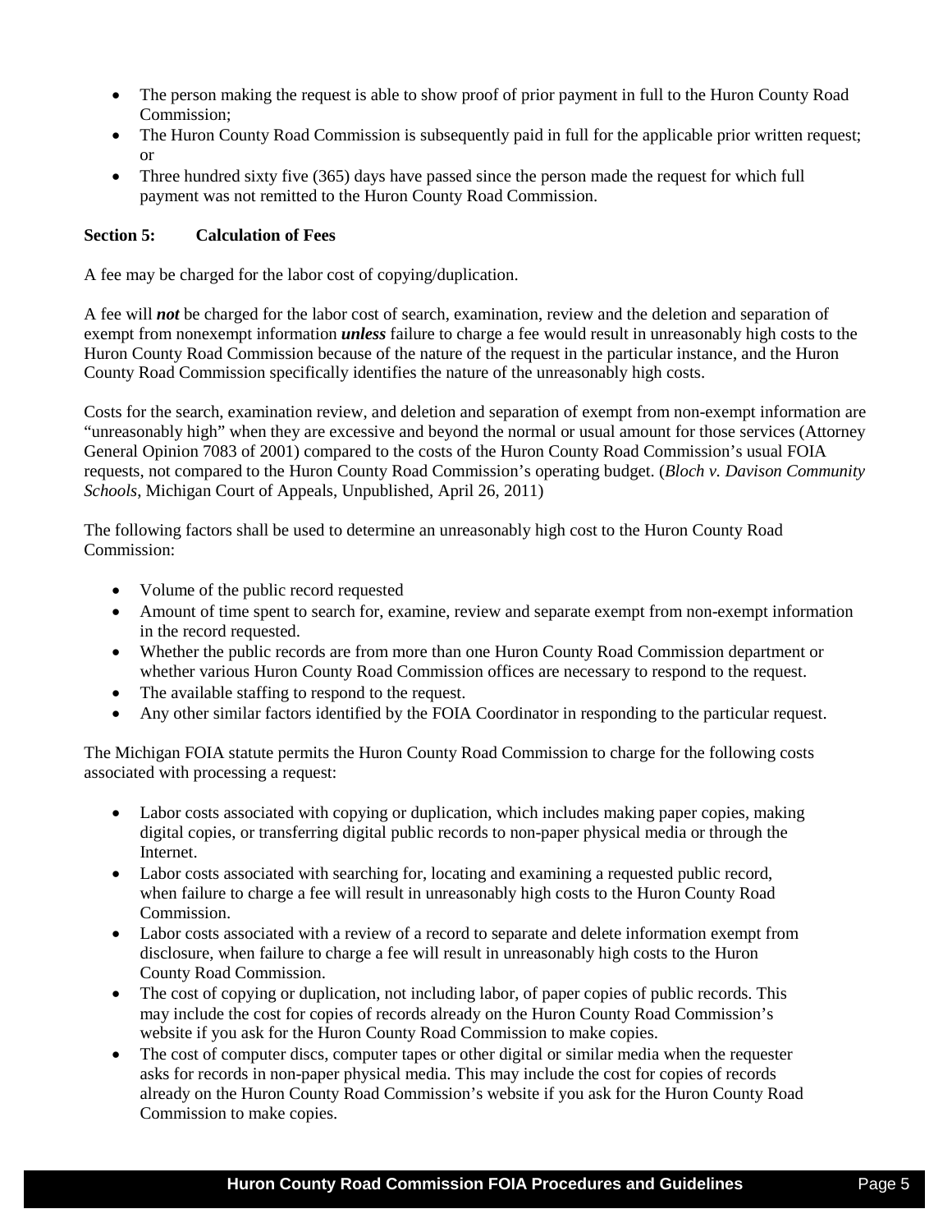- The person making the request is able to show proof of prior payment in full to the Huron County Road Commission;
- The Huron County Road Commission is subsequently paid in full for the applicable prior written request; or
- Three hundred sixty five (365) days have passed since the person made the request for which full payment was not remitted to the Huron County Road Commission.

**Section 5: Calculation of Fees**

A fee may be charged for the labor cost of copying/duplication.

A fee will ***not*** be charged for the labor cost of search, examination, review and the deletion and separation of exempt from nonexempt information ***unless*** failure to charge a fee would result in unreasonably high costs to the Huron County Road Commission because of the nature of the request in the particular instance, and the Huron County Road Commission specifically identifies the nature of the unreasonably high costs.

Costs for the search, examination review, and deletion and separation of exempt from non-exempt information are "unreasonably high" when they are excessive and beyond the normal or usual amount for those services (Attorney General Opinion 7083 of 2001) compared to the costs of the Huron County Road Commission's usual FOIA requests, not compared to the Huron County Road Commission's operating budget. (*Bloch v. Davison Community Schools*, Michigan Court of Appeals, Unpublished, April 26, 2011)

The following factors shall be used to determine an unreasonably high cost to the Huron County Road Commission:

- Volume of the public record requested
- Amount of time spent to search for, examine, review and separate exempt from non-exempt information in the record requested.
- Whether the public records are from more than one Huron County Road Commission department or whether various Huron County Road Commission offices are necessary to respond to the request.
- The available staffing to respond to the request.
- Any other similar factors identified by the FOIA Coordinator in responding to the particular request.

The Michigan FOIA statute permits the Huron County Road Commission to charge for the following costs associated with processing a request:

- Labor costs associated with copying or duplication, which includes making paper copies, making digital copies, or transferring digital public records to non-paper physical media or through the Internet.
- Labor costs associated with searching for, locating and examining a requested public record, when failure to charge a fee will result in unreasonably high costs to the Huron County Road Commission.
- Labor costs associated with a review of a record to separate and delete information exempt from disclosure, when failure to charge a fee will result in unreasonably high costs to the Huron County Road Commission.
- The cost of copying or duplication, not including labor, of paper copies of public records. This may include the cost for copies of records already on the Huron County Road Commission's website if you ask for the Huron County Road Commission to make copies.
- The cost of computer discs, computer tapes or other digital or similar media when the requester asks for records in non-paper physical media. This may include the cost for copies of records already on the Huron County Road Commission's website if you ask for the Huron County Road Commission to make copies.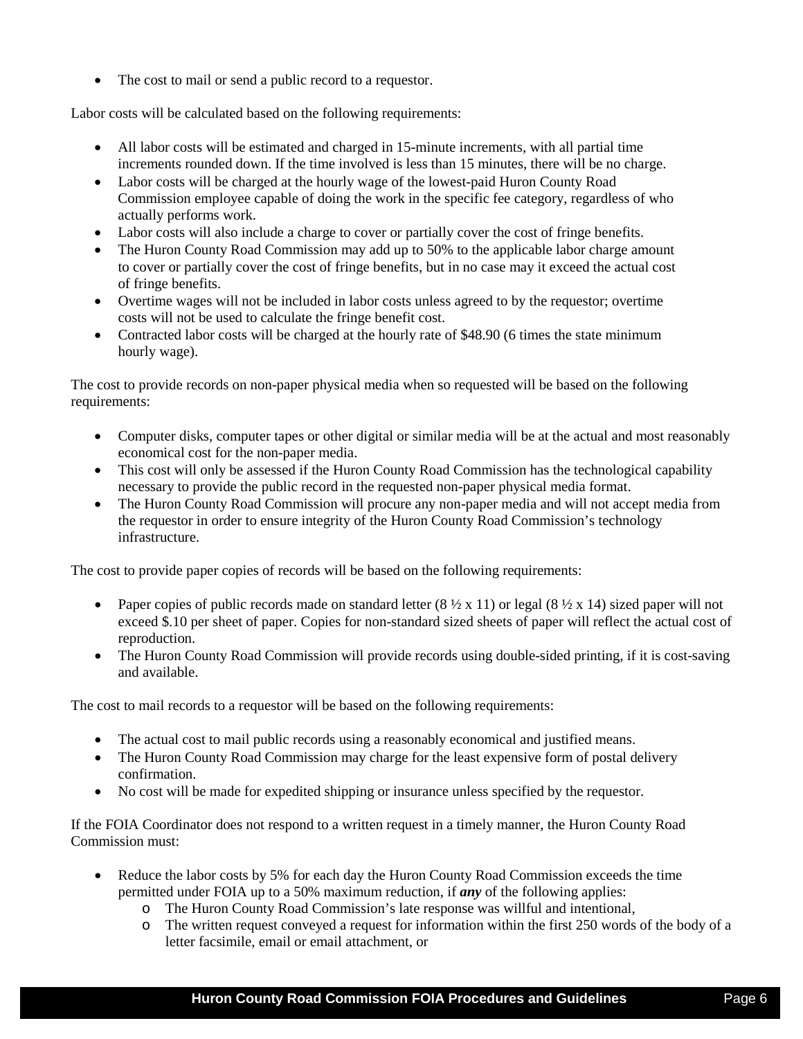- The cost to mail or send a public record to a requestor.

Labor costs will be calculated based on the following requirements:

- All labor costs will be estimated and charged in 15-minute increments, with all partial time increments rounded down. If the time involved is less than 15 minutes, there will be no charge.
- Labor costs will be charged at the hourly wage of the lowest-paid Huron County Road Commission employee capable of doing the work in the specific fee category, regardless of who actually performs work.
- Labor costs will also include a charge to cover or partially cover the cost of fringe benefits.
- The Huron County Road Commission may add up to 50% to the applicable labor charge amount to cover or partially cover the cost of fringe benefits, but in no case may it exceed the actual cost of fringe benefits.
- Overtime wages will not be included in labor costs unless agreed to by the requestor; overtime costs will not be used to calculate the fringe benefit cost.
- Contracted labor costs will be charged at the hourly rate of $48.90 (6 times the state minimum hourly wage).

The cost to provide records on non-paper physical media when so requested will be based on the following requirements:

- Computer disks, computer tapes or other digital or similar media will be at the actual and most reasonably economical cost for the non-paper media.
- This cost will only be assessed if the Huron County Road Commission has the technological capability necessary to provide the public record in the requested non-paper physical media format.
- The Huron County Road Commission will procure any non-paper media and will not accept media from the requestor in order to ensure integrity of the Huron County Road Commission's technology infrastructure.

The cost to provide paper copies of records will be based on the following requirements:

- Paper copies of public records made on standard letter (8 ½ x 11) or legal (8 ½ x 14) sized paper will not exceed $.10 per sheet of paper. Copies for non-standard sized sheets of paper will reflect the actual cost of reproduction.
- The Huron County Road Commission will provide records using double-sided printing, if it is cost-saving and available.

The cost to mail records to a requestor will be based on the following requirements:

- The actual cost to mail public records using a reasonably economical and justified means.
- The Huron County Road Commission may charge for the least expensive form of postal delivery confirmation.
- No cost will be made for expedited shipping or insurance unless specified by the requestor.

If the FOIA Coordinator does not respond to a written request in a timely manner, the Huron County Road Commission must:

- Reduce the labor costs by 5% for each day the Huron County Road Commission exceeds the time permitted under FOIA up to a 50% maximum reduction, if ***any*** of the following applies:
  - The Huron County Road Commission's late response was willful and intentional,
  - The written request conveyed a request for information within the first 250 words of the body of a letter facsimile, email or email attachment, or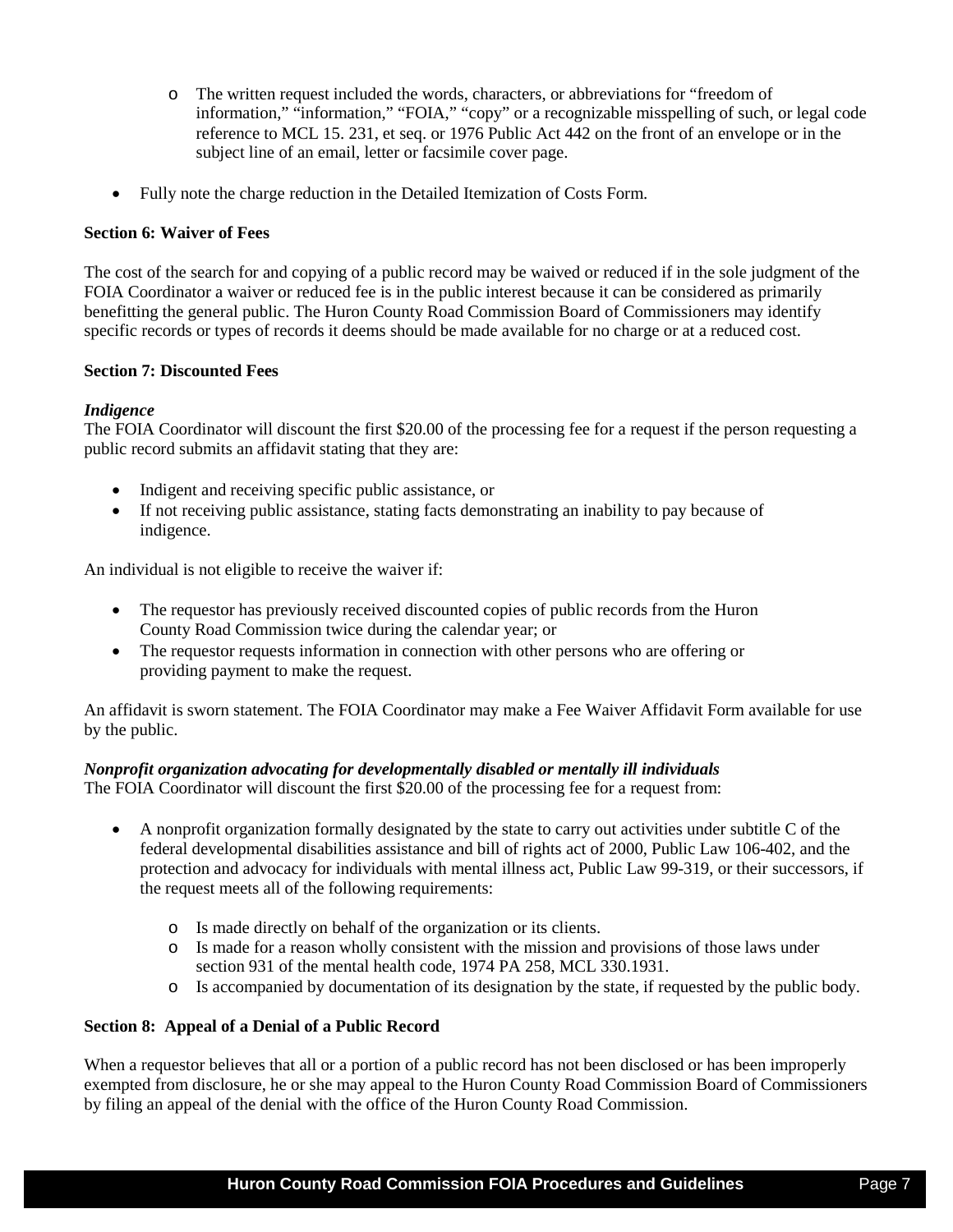- The written request included the words, characters, or abbreviations for "freedom of information," "information," "FOIA," "copy" or a recognizable misspelling of such, or legal code reference to MCL 15. 231, et seq. or 1976 Public Act 442 on the front of an envelope or in the subject line of an email, letter or facsimile cover page.

- Fully note the charge reduction in the Detailed Itemization of Costs Form.

**Section 6: Waiver of Fees**

The cost of the search for and copying of a public record may be waived or reduced if in the sole judgment of the FOIA Coordinator a waiver or reduced fee is in the public interest because it can be considered as primarily benefitting the general public. The Huron County Road Commission Board of Commissioners may identify specific records or types of records it deems should be made available for no charge or at a reduced cost.

**Section 7: Discounted Fees**

***Indigence***

The FOIA Coordinator will discount the first $20.00 of the processing fee for a request if the person requesting a public record submits an affidavit stating that they are:

- Indigent and receiving specific public assistance, or
- If not receiving public assistance, stating facts demonstrating an inability to pay because of indigence.

An individual is not eligible to receive the waiver if:

- The requestor has previously received discounted copies of public records from the Huron County Road Commission twice during the calendar year; or
- The requestor requests information in connection with other persons who are offering or providing payment to make the request.

An affidavit is sworn statement. The FOIA Coordinator may make a Fee Waiver Affidavit Form available for use by the public.

***Nonprofit organization advocating for developmentally disabled or mentally ill individuals***

The FOIA Coordinator will discount the first $20.00 of the processing fee for a request from:

- A nonprofit organization formally designated by the state to carry out activities under subtitle C of the federal developmental disabilities assistance and bill of rights act of 2000, Public Law 106-402, and the protection and advocacy for individuals with mental illness act, Public Law 99-319, or their successors, if the request meets all of the following requirements:
  - Is made directly on behalf of the organization or its clients.
  - Is made for a reason wholly consistent with the mission and provisions of those laws under section 931 of the mental health code, 1974 PA 258, MCL 330.1931.
  - Is accompanied by documentation of its designation by the state, if requested by the public body.

**Section 8: Appeal of a Denial of a Public Record**

When a requestor believes that all or a portion of a public record has not been disclosed or has been improperly exempted from disclosure, he or she may appeal to the Huron County Road Commission Board of Commissioners by filing an appeal of the denial with the office of the Huron County Road Commission.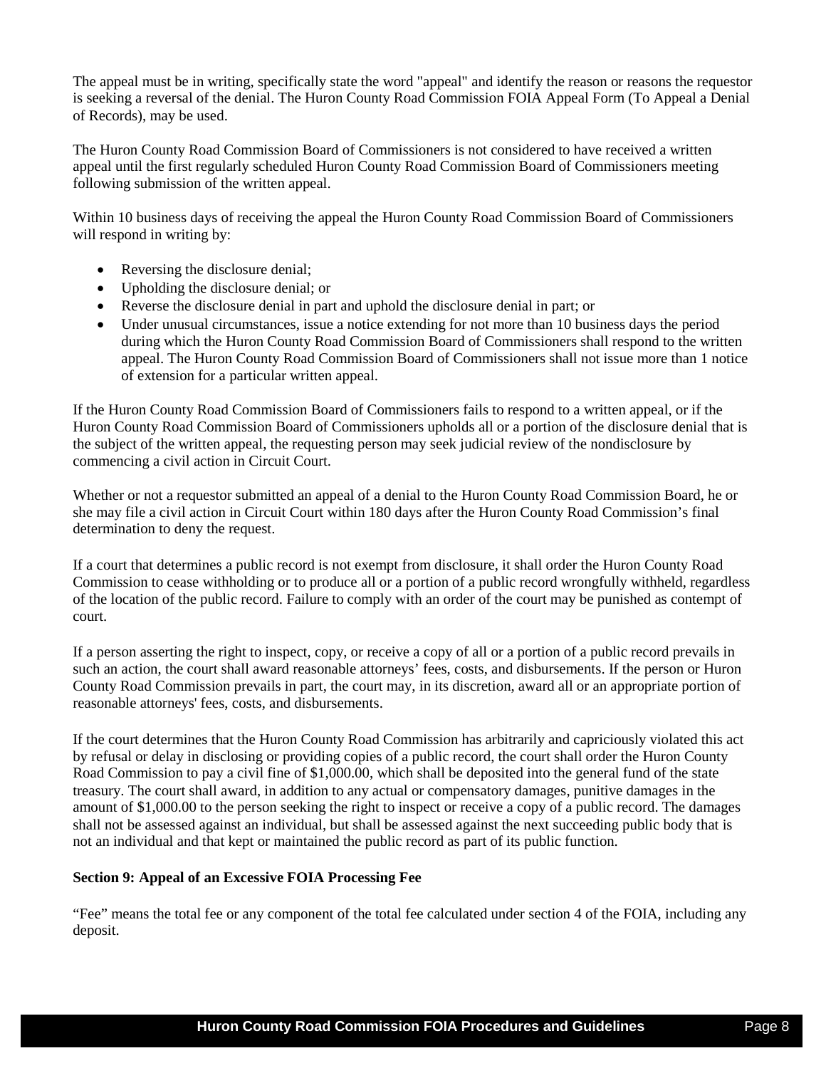The appeal must be in writing, specifically state the word "appeal" and identify the reason or reasons the requestor is seeking a reversal of the denial. The Huron County Road Commission FOIA Appeal Form (To Appeal a Denial of Records), may be used.

The Huron County Road Commission Board of Commissioners is not considered to have received a written appeal until the first regularly scheduled Huron County Road Commission Board of Commissioners meeting following submission of the written appeal.

Within 10 business days of receiving the appeal the Huron County Road Commission Board of Commissioners will respond in writing by:

- Reversing the disclosure denial;
- Upholding the disclosure denial; or
- Reverse the disclosure denial in part and uphold the disclosure denial in part; or
- Under unusual circumstances, issue a notice extending for not more than 10 business days the period during which the Huron County Road Commission Board of Commissioners shall respond to the written appeal. The Huron County Road Commission Board of Commissioners shall not issue more than 1 notice of extension for a particular written appeal.

If the Huron County Road Commission Board of Commissioners fails to respond to a written appeal, or if the Huron County Road Commission Board of Commissioners upholds all or a portion of the disclosure denial that is the subject of the written appeal, the requesting person may seek judicial review of the nondisclosure by commencing a civil action in Circuit Court.

Whether or not a requestor submitted an appeal of a denial to the Huron County Road Commission Board, he or she may file a civil action in Circuit Court within 180 days after the Huron County Road Commission's final determination to deny the request.

If a court that determines a public record is not exempt from disclosure, it shall order the Huron County Road Commission to cease withholding or to produce all or a portion of a public record wrongfully withheld, regardless of the location of the public record. Failure to comply with an order of the court may be punished as contempt of court.

If a person asserting the right to inspect, copy, or receive a copy of all or a portion of a public record prevails in such an action, the court shall award reasonable attorneys' fees, costs, and disbursements. If the person or Huron County Road Commission prevails in part, the court may, in its discretion, award all or an appropriate portion of reasonable attorneys' fees, costs, and disbursements.

If the court determines that the Huron County Road Commission has arbitrarily and capriciously violated this act by refusal or delay in disclosing or providing copies of a public record, the court shall order the Huron County Road Commission to pay a civil fine of $1,000.00, which shall be deposited into the general fund of the state treasury. The court shall award, in addition to any actual or compensatory damages, punitive damages in the amount of $1,000.00 to the person seeking the right to inspect or receive a copy of a public record. The damages shall not be assessed against an individual, but shall be assessed against the next succeeding public body that is not an individual and that kept or maintained the public record as part of its public function.

**Section 9: Appeal of an Excessive FOIA Processing Fee**

"Fee" means the total fee or any component of the total fee calculated under section 4 of the FOIA, including any deposit.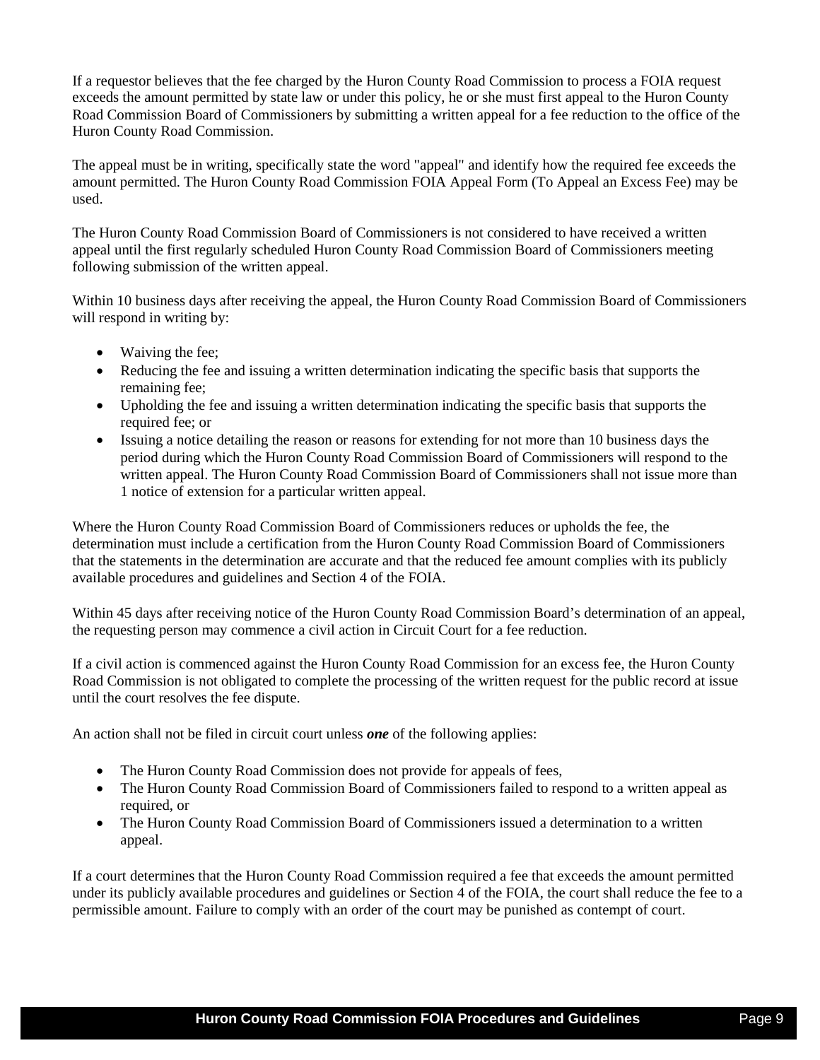If a requestor believes that the fee charged by the Huron County Road Commission to process a FOIA request exceeds the amount permitted by state law or under this policy, he or she must first appeal to the Huron County Road Commission Board of Commissioners by submitting a written appeal for a fee reduction to the office of the Huron County Road Commission.

The appeal must be in writing, specifically state the word "appeal" and identify how the required fee exceeds the amount permitted. The Huron County Road Commission FOIA Appeal Form (To Appeal an Excess Fee) may be used.

The Huron County Road Commission Board of Commissioners is not considered to have received a written appeal until the first regularly scheduled Huron County Road Commission Board of Commissioners meeting following submission of the written appeal.

Within 10 business days after receiving the appeal, the Huron County Road Commission Board of Commissioners will respond in writing by:

- Waiving the fee;
- Reducing the fee and issuing a written determination indicating the specific basis that supports the remaining fee;
- Upholding the fee and issuing a written determination indicating the specific basis that supports the required fee; or
- Issuing a notice detailing the reason or reasons for extending for not more than 10 business days the period during which the Huron County Road Commission Board of Commissioners will respond to the written appeal. The Huron County Road Commission Board of Commissioners shall not issue more than 1 notice of extension for a particular written appeal.

Where the Huron County Road Commission Board of Commissioners reduces or upholds the fee, the determination must include a certification from the Huron County Road Commission Board of Commissioners that the statements in the determination are accurate and that the reduced fee amount complies with its publicly available procedures and guidelines and Section 4 of the FOIA.

Within 45 days after receiving notice of the Huron County Road Commission Board's determination of an appeal, the requesting person may commence a civil action in Circuit Court for a fee reduction.

If a civil action is commenced against the Huron County Road Commission for an excess fee, the Huron County Road Commission is not obligated to complete the processing of the written request for the public record at issue until the court resolves the fee dispute.

An action shall not be filed in circuit court unless ***one*** of the following applies:

- The Huron County Road Commission does not provide for appeals of fees,
- The Huron County Road Commission Board of Commissioners failed to respond to a written appeal as required, or
- The Huron County Road Commission Board of Commissioners issued a determination to a written appeal.

If a court determines that the Huron County Road Commission required a fee that exceeds the amount permitted under its publicly available procedures and guidelines or Section 4 of the FOIA, the court shall reduce the fee to a permissible amount. Failure to comply with an order of the court may be punished as contempt of court.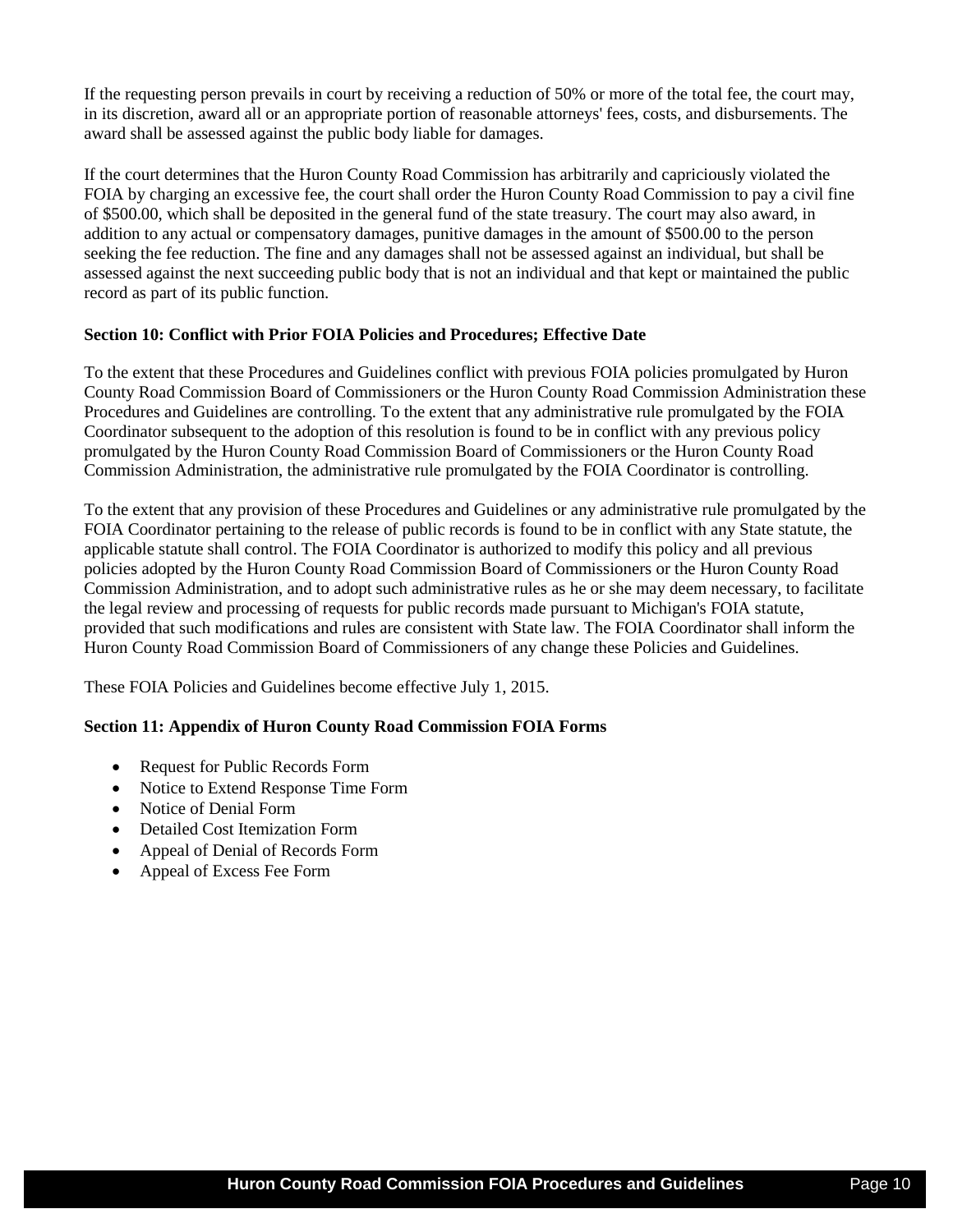If the requesting person prevails in court by receiving a reduction of 50% or more of the total fee, the court may, in its discretion, award all or an appropriate portion of reasonable attorneys' fees, costs, and disbursements. The award shall be assessed against the public body liable for damages.

If the court determines that the Huron County Road Commission has arbitrarily and capriciously violated the FOIA by charging an excessive fee, the court shall order the Huron County Road Commission to pay a civil fine of $500.00, which shall be deposited in the general fund of the state treasury. The court may also award, in addition to any actual or compensatory damages, punitive damages in the amount of $500.00 to the person seeking the fee reduction. The fine and any damages shall not be assessed against an individual, but shall be assessed against the next succeeding public body that is not an individual and that kept or maintained the public record as part of its public function.

**Section 10: Conflict with Prior FOIA Policies and Procedures; Effective Date**

To the extent that these Procedures and Guidelines conflict with previous FOIA policies promulgated by Huron County Road Commission Board of Commissioners or the Huron County Road Commission Administration these Procedures and Guidelines are controlling. To the extent that any administrative rule promulgated by the FOIA Coordinator subsequent to the adoption of this resolution is found to be in conflict with any previous policy promulgated by the Huron County Road Commission Board of Commissioners or the Huron County Road Commission Administration, the administrative rule promulgated by the FOIA Coordinator is controlling.

To the extent that any provision of these Procedures and Guidelines or any administrative rule promulgated by the FOIA Coordinator pertaining to the release of public records is found to be in conflict with any State statute, the applicable statute shall control. The FOIA Coordinator is authorized to modify this policy and all previous policies adopted by the Huron County Road Commission Board of Commissioners or the Huron County Road Commission Administration, and to adopt such administrative rules as he or she may deem necessary, to facilitate the legal review and processing of requests for public records made pursuant to Michigan's FOIA statute, provided that such modifications and rules are consistent with State law. The FOIA Coordinator shall inform the Huron County Road Commission Board of Commissioners of any change these Policies and Guidelines.

These FOIA Policies and Guidelines become effective July 1, 2015.

**Section 11: Appendix of Huron County Road Commission FOIA Forms**

- Request for Public Records Form
- Notice to Extend Response Time Form
- Notice of Denial Form
- Detailed Cost Itemization Form
- Appeal of Denial of Records Form
- Appeal of Excess Fee Form